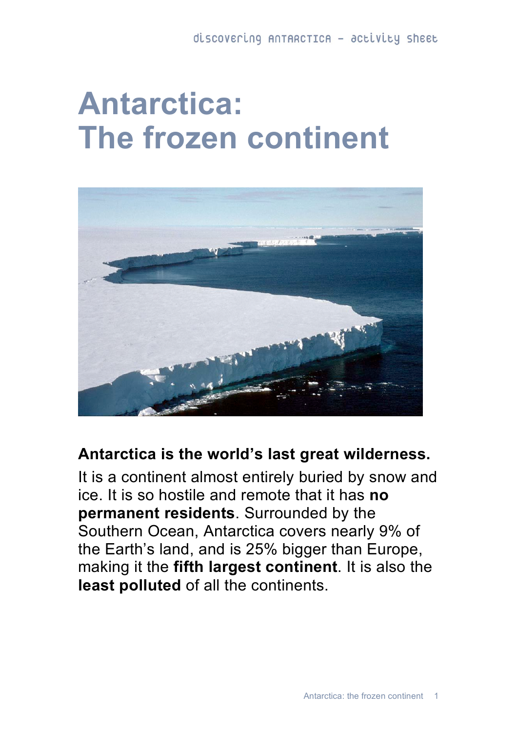# Antarctica: The frozen continent

**Antarctica is the world's last great wilderness.**

It is a continent almost entirely buried by snow and ice. It is so hostile and remote that it has **no permanent residents**. Surrounded by the Southern Ocean, Antarctica covers nearly 9% of the Earth's land, and is 25% bigger than Europe, making it the **fifth largest continent**. It is also the **least polluted** of all the continents.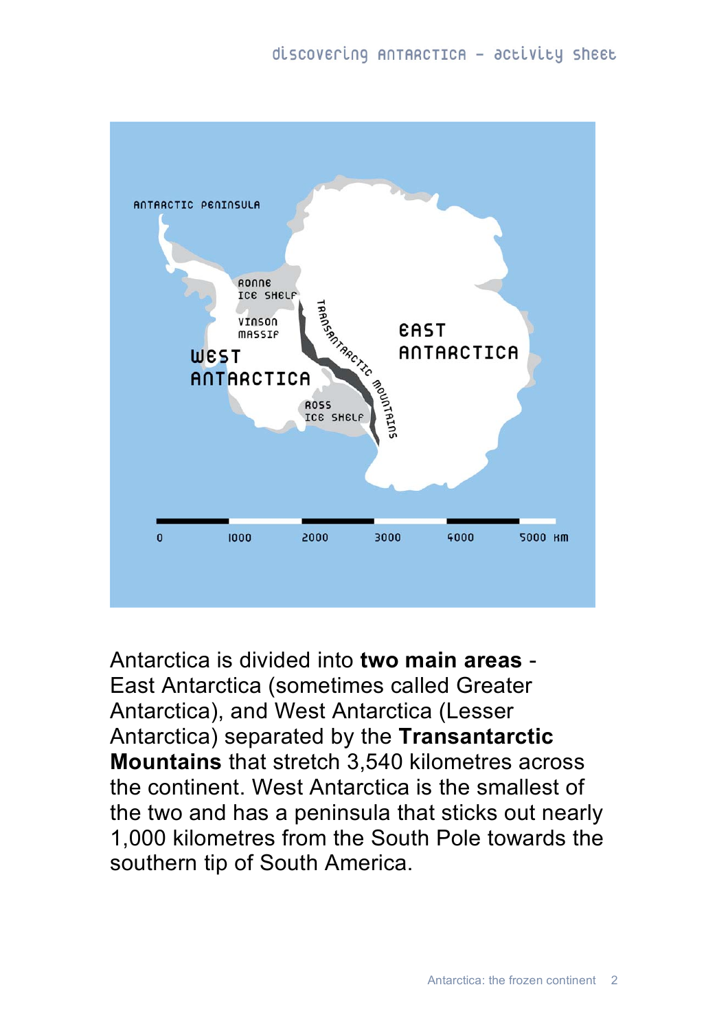ANTARCTIC PENINSULA

RONNE ICE SHELF

VINSON MASSIF

WEST ANTARCTICA

TRANSANTARCTIC MOUNTAINS

EAST ANTARCTICA

ROSS ICE SHELF

0 1000 2000 3000 4000 5000 KM

Antarctica is divided into **two main areas** - East Antarctica (sometimes called Greater Antarctica), and West Antarctica (Lesser Antarctica) separated by the **Transantarctic Mountains** that stretch 3,540 kilometres across the continent. West Antarctica is the smallest of the two and has a peninsula that sticks out nearly 1,000 kilometres from the South Pole towards the southern tip of South America.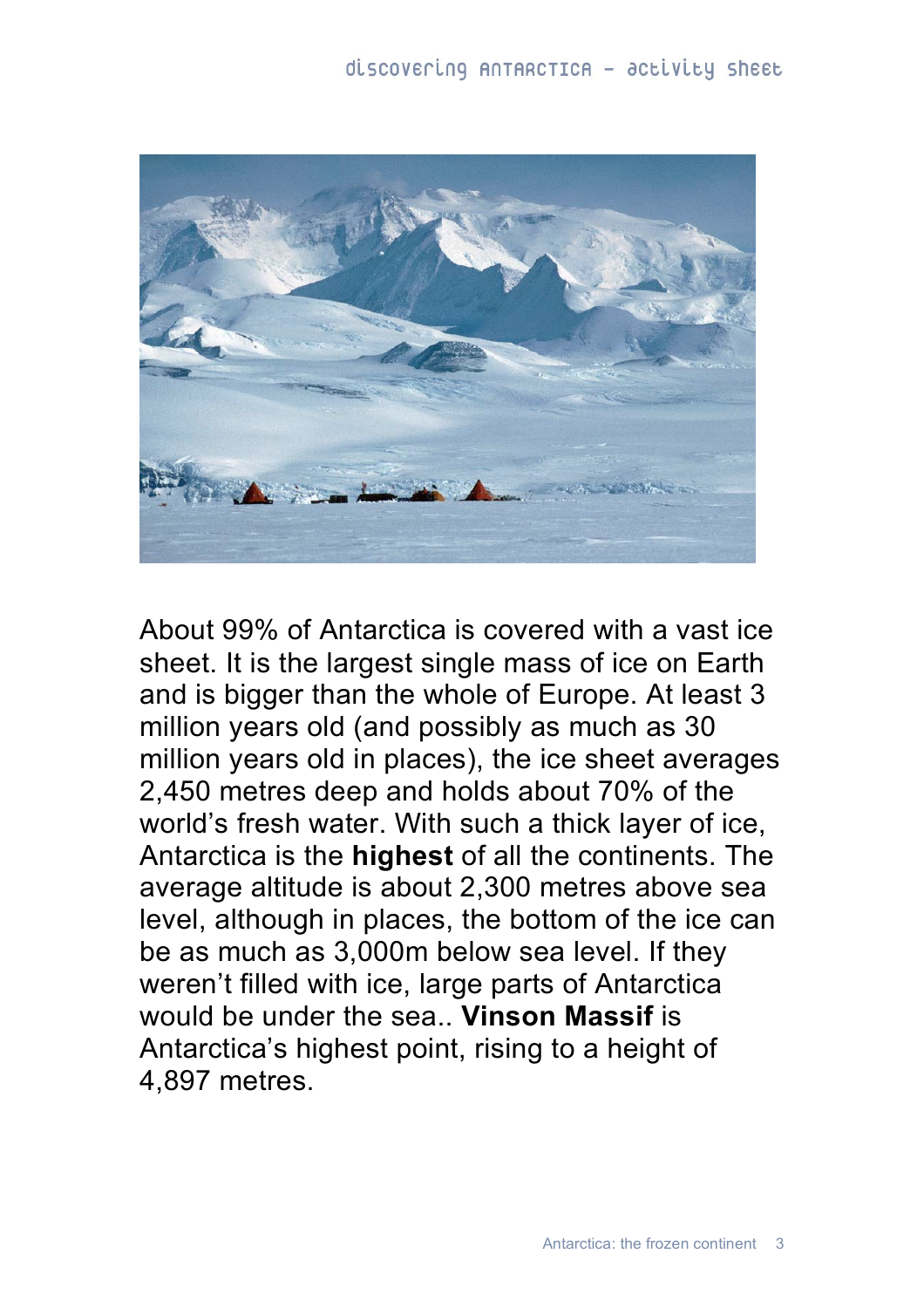About 99% of Antarctica is covered with a vast ice sheet. It is the largest single mass of ice on Earth and is bigger than the whole of Europe. At least 3 million years old (and possibly as much as 30 million years old in places), the ice sheet averages 2,450 metres deep and holds about 70% of the world's fresh water. With such a thick layer of ice, Antarctica is the **highest** of all the continents. The average altitude is about 2,300 metres above sea level, although in places, the bottom of the ice can be as much as 3,000m below sea level. If they weren't filled with ice, large parts of Antarctica would be under the sea.. **Vinson Massif** is Antarctica's highest point, rising to a height of 4,897 metres.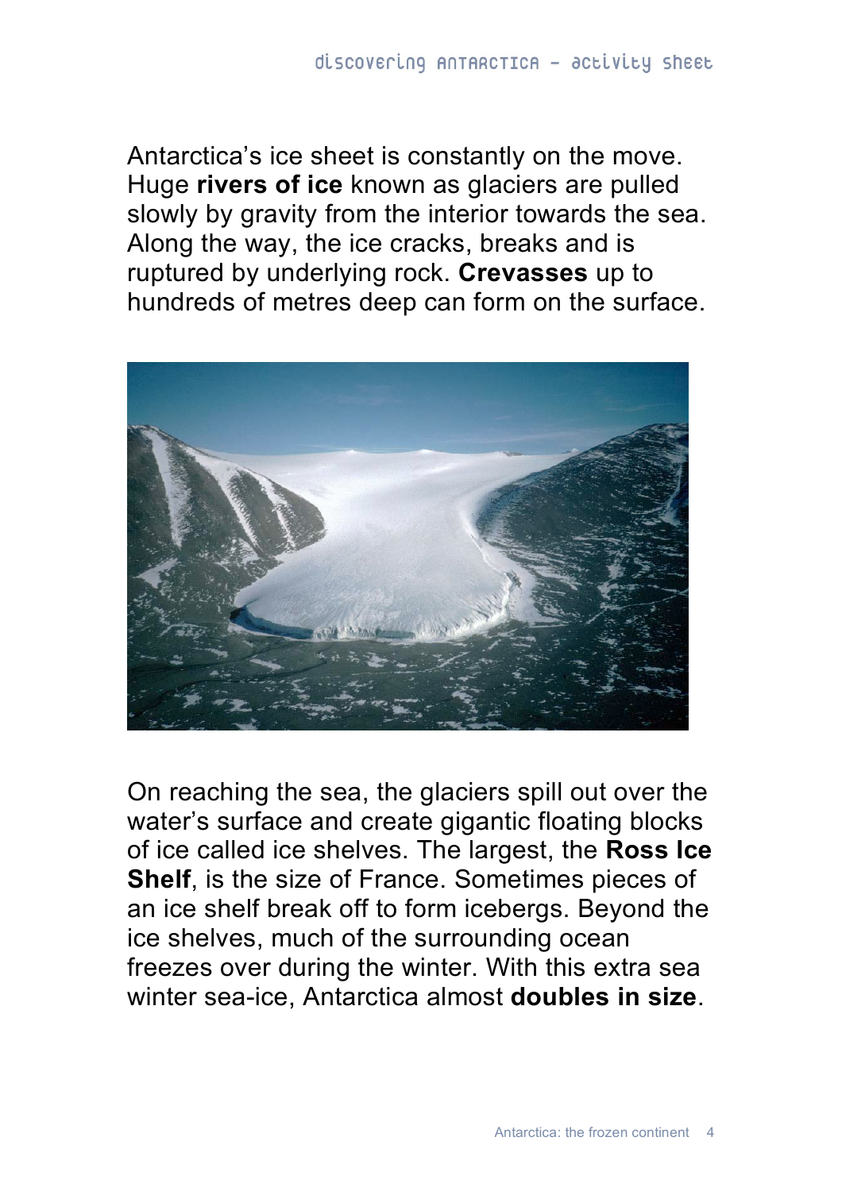Antarctica's ice sheet is constantly on the move. Huge **rivers of ice** known as glaciers are pulled slowly by gravity from the interior towards the sea. Along the way, the ice cracks, breaks and is ruptured by underlying rock. **Crevasses** up to hundreds of metres deep can form on the surface.

On reaching the sea, the glaciers spill out over the water's surface and create gigantic floating blocks of ice called ice shelves. The largest, the **Ross Ice Shelf**, is the size of France. Sometimes pieces of an ice shelf break off to form icebergs. Beyond the ice shelves, much of the surrounding ocean freezes over during the winter. With this extra sea winter sea-ice, Antarctica almost **doubles in size**.